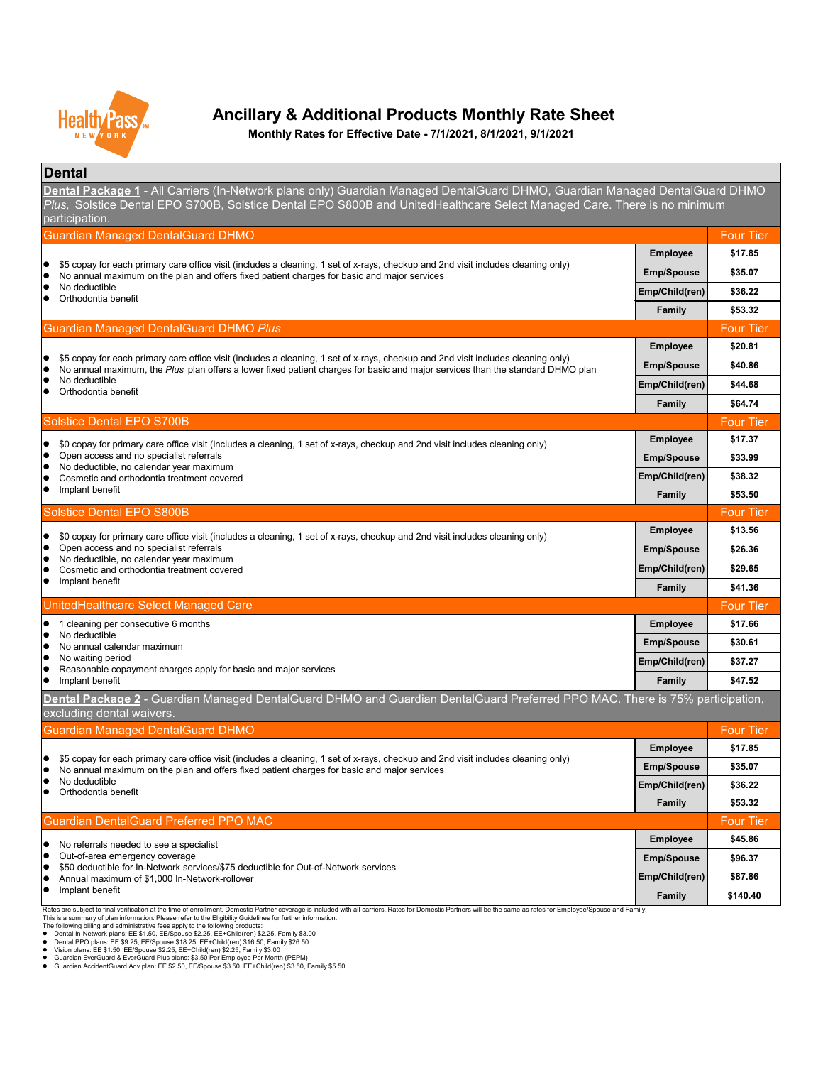# Ancillary & Additional Products Monthly Rate Sheet

**Monthly Rates for Effective Date - 7/1/2021, 8/1/2021, 9/1/2021**

## Dental

**Dental Package 1** - All Carriers (In-Network plans only) Guardian Managed DentalGuard DHMO, Guardian Managed DentalGuard DHMO *Plus,* Solstice Dental EPO S700B, Solstice Dental EPO S800B and UnitedHealthcare Select Managed Care. There is no minimum participation.

### Guardian Managed DentalGuard DHMO

- $5 copay for each primary care office visit (includes a cleaning, 1 set of x-rays, checkup and 2nd visit includes cleaning only)
- No annual maximum on the plan and offers fixed patient charges for basic and major services
- No deductible
- Orthodontia benefit

| Four Tier | |
|---|---|
| Employee | $17.85 |
| Emp/Spouse | $35.07 |
| Emp/Child(ren) | $36.22 |
| Family | $53.32 |

### Guardian Managed DentalGuard DHMO *Plus*

- $5 copay for each primary care office visit (includes a cleaning, 1 set of x-rays, checkup and 2nd visit includes cleaning only)
- No annual maximum, the *Plus* plan offers a lower fixed patient charges for basic and major services than the standard DHMO plan
- No deductible
- Orthodontia benefit

| Four Tier | |
|---|---|
| Employee | $20.81 |
| Emp/Spouse | $40.86 |
| Emp/Child(ren) | $44.68 |
| Family | $64.74 |

### Solstice Dental EPO S700B

- $0 copay for primary care office visit (includes a cleaning, 1 set of x-rays, checkup and 2nd visit includes cleaning only)
- Open access and no specialist referrals
- No deductible, no calendar year maximum
- Cosmetic and orthodontia treatment covered
- Implant benefit

| Four Tier | |
|---|---|
| Employee | $17.37 |
| Emp/Spouse | $33.99 |
| Emp/Child(ren) | $38.32 |
| Family | $53.50 |

### Solstice Dental EPO S800B

- $0 copay for primary care office visit (includes a cleaning, 1 set of x-rays, checkup and 2nd visit includes cleaning only)
- Open access and no specialist referrals
- No deductible, no calendar year maximum
- Cosmetic and orthodontia treatment covered
- Implant benefit

| Four Tier | |
|---|---|
| Employee | $13.56 |
| Emp/Spouse | $26.36 |
| Emp/Child(ren) | $29.65 |
| Family | $41.36 |

### UnitedHealthcare Select Managed Care

- 1 cleaning per consecutive 6 months
- No deductible
- No annual calendar maximum
- No waiting period
- Reasonable copayment charges apply for basic and major services
- Implant benefit

| Four Tier | |
|---|---|
| Employee | $17.66 |
| Emp/Spouse | $30.61 |
| Emp/Child(ren) | $37.27 |
| Family | $47.52 |

**Dental Package 2** - Guardian Managed DentalGuard DHMO and Guardian DentalGuard Preferred PPO MAC. There is 75% participation, excluding dental waivers.

### Guardian Managed DentalGuard DHMO

- $5 copay for each primary care office visit (includes a cleaning, 1 set of x-rays, checkup and 2nd visit includes cleaning only)
- No annual maximum on the plan and offers fixed patient charges for basic and major services
- No deductible
- Orthodontia benefit

| Four Tier | |
|---|---|
| Employee | $17.85 |
| Emp/Spouse | $35.07 |
| Emp/Child(ren) | $36.22 |
| Family | $53.32 |

### Guardian DentalGuard Preferred PPO MAC

- No referrals needed to see a specialist
- Out-of-area emergency coverage
- $50 deductible for In-Network services/$75 deductible for Out-of-Network services
- Annual maximum of $1,000 In-Network-rollover
- Implant benefit

| Four Tier | |
|---|---|
| Employee | $45.86 |
| Emp/Spouse | $96.37 |
| Emp/Child(ren) | $87.86 |
| Family | $140.40 |

Rates are subject to final verification at the time of enrollment. Domestic Partner coverage is included with all carriers. Rates for Domestic Partners will be the same as rates for Employee/Spouse and Family.
This is a summary of plan information. Please refer to the Eligibility Guidelines for further information.
The following billing and administrative fees apply to the following products:

- Dental In-Network plans: EE $1.50, EE/Spouse $2.25, EE+Child(ren) $2.25, Family $3.00
- Dental PPO plans: EE $9.25, EE/Spouse $18.25, EE+Child(ren) $16.50, Family $26.50
- Vision plans: EE $1.50, EE/Spouse $2.25, EE+Child(ren) $2.25, Family $3.00
- Guardian EverGuard & EverGuard Plus plans: $3.50 Per Employee Per Month (PEPM)
- Guardian AccidentGuard Adv plan: EE $2.50, EE/Spouse $3.50, EE+Child(ren) $3.50, Family $5.50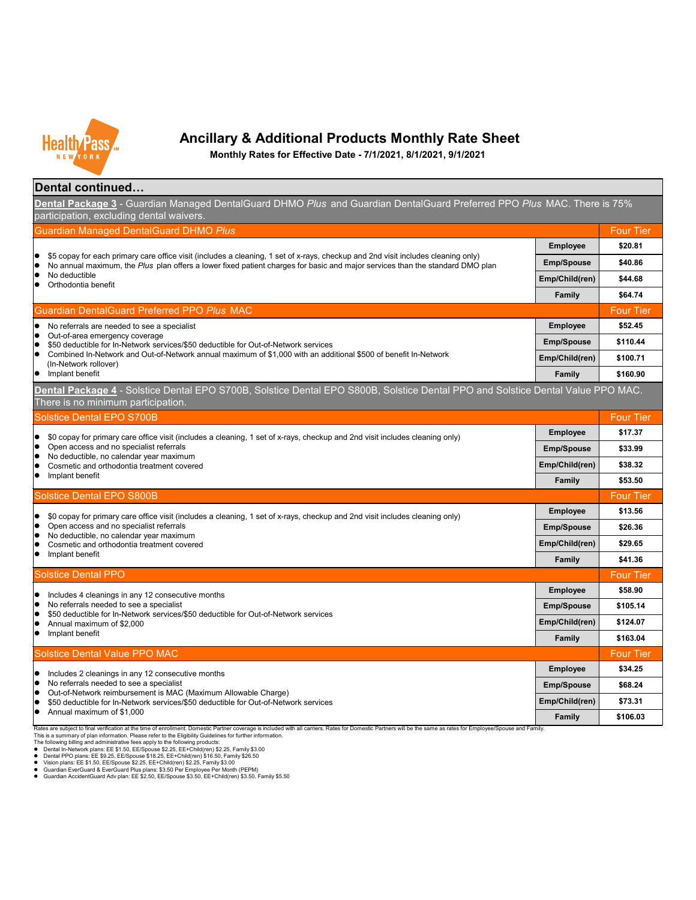# Ancillary & Additional Products Monthly Rate Sheet

**Monthly Rates for Effective Date - 7/1/2021, 8/1/2021, 9/1/2021**

## Dental continued…

**Dental Package 3** - Guardian Managed DentalGuard DHMO *Plus* and Guardian DentalGuard Preferred PPO *Plus* MAC. There is 75% participation, excluding dental waivers.

### Guardian Managed DentalGuard DHMO *Plus*

| Plan Details | Four Tier | |
|---|---|---|
| • $5 copay for each primary care office visit (includes a cleaning, 1 set of x-rays, checkup and 2nd visit includes cleaning only)<br>• No annual maximum, the *Plus* plan offers a lower fixed patient charges for basic and major services than the standard DMO plan<br>• No deductible<br>• Orthodontia benefit | Employee | $20.81 |
| | Emp/Spouse | $40.86 |
| | Emp/Child(ren) | $44.68 |
| | Family | $64.74 |

### Guardian DentalGuard Preferred PPO *Plus* MAC

| Plan Details | Four Tier | |
|---|---|---|
| • No referrals are needed to see a specialist<br>• Out-of-area emergency coverage<br>• $50 deductible for In-Network services/$50 deductible for Out-of-Network services<br>• Combined In-Network and Out-of-Network annual maximum of $1,000 with an additional $500 of benefit In-Network (In-Network rollover)<br>• Implant benefit | Employee | $52.45 |
| | Emp/Spouse | $110.44 |
| | Emp/Child(ren) | $100.71 |
| | Family | $160.90 |

**Dental Package 4** - Solstice Dental EPO S700B, Solstice Dental EPO S800B, Solstice Dental PPO and Solstice Dental Value PPO MAC. There is no minimum participation.

### Solstice Dental EPO S700B

| Plan Details | Four Tier | |
|---|---|---|
| • $0 copay for primary care office visit (includes a cleaning, 1 set of x-rays, checkup and 2nd visit includes cleaning only)<br>• Open access and no specialist referrals<br>• No deductible, no calendar year maximum<br>• Cosmetic and orthodontia treatment covered<br>• Implant benefit | Employee | $17.37 |
| | Emp/Spouse | $33.99 |
| | Emp/Child(ren) | $38.32 |
| | Family | $53.50 |

### Solstice Dental EPO S800B

| Plan Details | Four Tier | |
|---|---|---|
| • $0 copay for primary care office visit (includes a cleaning, 1 set of x-rays, checkup and 2nd visit includes cleaning only)<br>• Open access and no specialist referrals<br>• No deductible, no calendar year maximum<br>• Cosmetic and orthodontia treatment covered<br>• Implant benefit | Employee | $13.56 |
| | Emp/Spouse | $26.36 |
| | Emp/Child(ren) | $29.65 |
| | Family | $41.36 |

### Solstice Dental PPO

| Plan Details | Four Tier | |
|---|---|---|
| • Includes 4 cleanings in any 12 consecutive months<br>• No referrals needed to see a specialist<br>• $50 deductible for In-Network services/$50 deductible for Out-of-Network services<br>• Annual maximum of $2,000<br>• Implant benefit | Employee | $58.90 |
| | Emp/Spouse | $105.14 |
| | Emp/Child(ren) | $124.07 |
| | Family | $163.04 |

### Solstice Dental Value PPO MAC

| Plan Details | Four Tier | |
|---|---|---|
| • Includes 2 cleanings in any 12 consecutive months<br>• No referrals needed to see a specialist<br>• Out-of-Network reimbursement is MAC (Maximum Allowable Charge)<br>• $50 deductible for In-Network services/$50 deductible for Out-of-Network services<br>• Annual maximum of $1,000 | Employee | $34.25 |
| | Emp/Spouse | $68.24 |
| | Emp/Child(ren) | $73.31 |
| | Family | $106.03 |

Rates are subject to final verification at the time of enrollment. Domestic Partner coverage is included with all carriers. Rates for Domestic Partners will be the same as rates for Employee/Spouse and Family.
This is a summary of plan information. Please refer to the Eligibility Guidelines for further information.
The following billing and administrative fees apply to the following products:

- Dental In-Network plans: EE $1.50, EE/Spouse $2.25, EE+Child(ren) $2.25, Family $3.00
- Dental PPO plans: EE $9.25, EE/Spouse $18.25, EE+Child(ren) $16.50, Family $26.50
- Vision plans: EE $1.50, EE/Spouse $2.25, EE+Child(ren) $2.25, Family $3.00
- Guardian EverGuard & EverGuard Plus plans: $3.50 Per Employee Per Month (PEPM)
- Guardian AccidentGuard Adv plan: EE $2.50, EE/Spouse $3.50, EE+Child(ren) $3.50, Family $5.50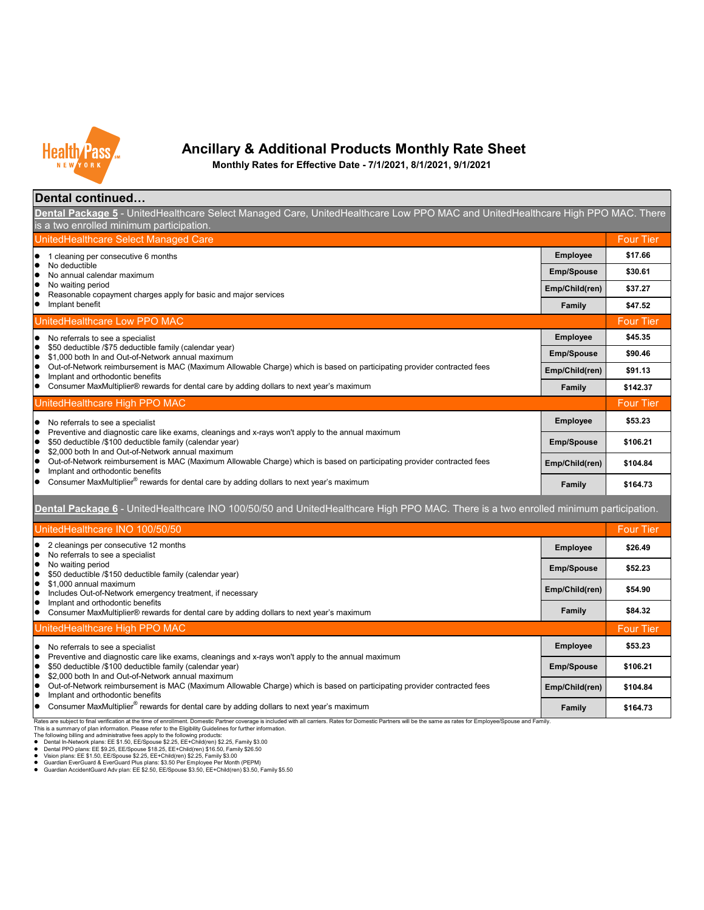# Ancillary & Additional Products Monthly Rate Sheet

**Monthly Rates for Effective Date - 7/1/2021, 8/1/2021, 9/1/2021**

## Dental continued…

**Dental Package 5** - UnitedHealthcare Select Managed Care, UnitedHealthcare Low PPO MAC and UnitedHealthcare High PPO MAC. There is a two enrolled minimum participation.

### UnitedHealthcare Select Managed Care

- 1 cleaning per consecutive 6 months
- No deductible
- No annual calendar maximum
- No waiting period
- Reasonable copayment charges apply for basic and major services
- Implant benefit

| Four Tier | |
|---|---|
| Employee | $17.66 |
| Emp/Spouse | $30.61 |
| Emp/Child(ren) | $37.27 |
| Family | $47.52 |

### UnitedHealthcare Low PPO MAC

- No referrals to see a specialist
- $50 deductible /$75 deductible family (calendar year)
- $1,000 both In and Out-of-Network annual maximum
- Out-of-Network reimbursement is MAC (Maximum Allowable Charge) which is based on participating provider contracted fees
- Implant and orthodontic benefits
- Consumer MaxMultiplier® rewards for dental care by adding dollars to next year's maximum

| Four Tier | |
|---|---|
| Employee | $45.35 |
| Emp/Spouse | $90.46 |
| Emp/Child(ren) | $91.13 |
| Family | $142.37 |

### UnitedHealthcare High PPO MAC

- No referrals to see a specialist
- Preventive and diagnostic care like exams, cleanings and x-rays won't apply to the annual maximum
- $50 deductible /$100 deductible family (calendar year)
- $2,000 both In and Out-of-Network annual maximum
- Out-of-Network reimbursement is MAC (Maximum Allowable Charge) which is based on participating provider contracted fees
- Implant and orthodontic benefits
- Consumer MaxMultiplier® rewards for dental care by adding dollars to next year's maximum

| Four Tier | |
|---|---|
| Employee | $53.23 |
| Emp/Spouse | $106.21 |
| Emp/Child(ren) | $104.84 |
| Family | $164.73 |

**Dental Package 6** - UnitedHealthcare INO 100/50/50 and UnitedHealthcare High PPO MAC. There is a two enrolled minimum participation.

### UnitedHealthcare INO 100/50/50

- 2 cleanings per consecutive 12 months
- No referrals to see a specialist
- No waiting period
- $50 deductible /$150 deductible family (calendar year)
- $1,000 annual maximum
- Includes Out-of-Network emergency treatment, if necessary
- Implant and orthodontic benefits
- Consumer MaxMultiplier® rewards for dental care by adding dollars to next year's maximum

| Four Tier | |
|---|---|
| Employee | $26.49 |
| Emp/Spouse | $52.23 |
| Emp/Child(ren) | $54.90 |
| Family | $84.32 |

### UnitedHealthcare High PPO MAC

- No referrals to see a specialist
- Preventive and diagnostic care like exams, cleanings and x-rays won't apply to the annual maximum
- $50 deductible /$100 deductible family (calendar year)
- $2,000 both In and Out-of-Network annual maximum
- Out-of-Network reimbursement is MAC (Maximum Allowable Charge) which is based on participating provider contracted fees
- Implant and orthodontic benefits
- Consumer MaxMultiplier® rewards for dental care by adding dollars to next year's maximum

| Four Tier | |
|---|---|
| Employee | $53.23 |
| Emp/Spouse | $106.21 |
| Emp/Child(ren) | $104.84 |
| Family | $164.73 |

Rates are subject to final verification at the time of enrollment. Domestic Partner coverage is included with all carriers. Rates for Domestic Partners will be the same as rates for Employee/Spouse and Family.
This is a summary of plan information. Please refer to the Eligibility Guidelines for further information.
The following billing and administrative fees apply to the following products:

- Dental In-Network plans: EE $1.50, EE/Spouse $2.25, EE+Child(ren) $2.25, Family $3.00
- Dental PPO plans: EE $9.25, EE/Spouse $18.25, EE+Child(ren) $16.50, Family $26.50
- Vision plans: EE $1.50, EE/Spouse $2.25, EE+Child(ren) $2.25, Family $3.00
- Guardian EverGuard & EverGuard Plus plans: $3.50 Per Employee Per Month (PEPM)
- Guardian AccidentGuard Adv plan: EE $2.50, EE/Spouse $3.50, EE+Child(ren) $3.50, Family $5.50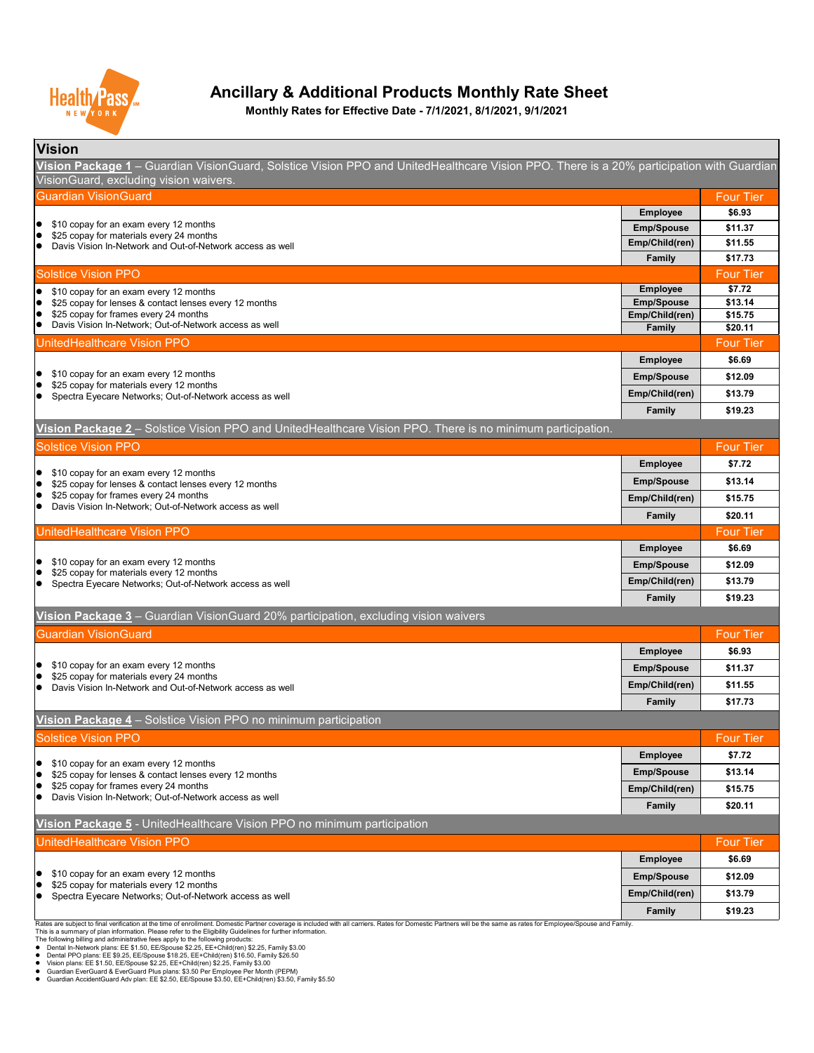# Ancillary & Additional Products Monthly Rate Sheet

**Monthly Rates for Effective Date - 7/1/2021, 8/1/2021, 9/1/2021**

## Vision

### Vision Package 1 – Guardian VisionGuard, Solstice Vision PPO and UnitedHealthcare Vision PPO. There is a 20% participation with Guardian VisionGuard, excluding vision waivers.

| Guardian VisionGuard | | Four Tier |
|---|---|---|
| • $10 copay for an exam every 12 months<br>• $25 copay for materials every 24 months<br>• Davis Vision In-Network and Out-of-Network access as well | **Employee** | **$6.93** |
| | **Emp/Spouse** | **$11.37** |
| | **Emp/Child(ren)** | **$11.55** |
| | **Family** | **$17.73** |

| Solstice Vision PPO | | Four Tier |
|---|---|---|
| • $10 copay for an exam every 12 months<br>• $25 copay for lenses & contact lenses every 12 months<br>• $25 copay for frames every 24 months<br>• Davis Vision In-Network; Out-of-Network access as well | **Employee** | **$7.72** |
| | **Emp/Spouse** | **$13.14** |
| | **Emp/Child(ren)** | **$15.75** |
| | **Family** | **$20.11** |

| UnitedHealthcare Vision PPO | | Four Tier |
|---|---|---|
| • $10 copay for an exam every 12 months<br>• $25 copay for materials every 12 months<br>• Spectra Eyecare Networks; Out-of-Network access as well | **Employee** | **$6.69** |
| | **Emp/Spouse** | **$12.09** |
| | **Emp/Child(ren)** | **$13.79** |
| | **Family** | **$19.23** |

### Vision Package 2 – Solstice Vision PPO and UnitedHealthcare Vision PPO. There is no minimum participation.

| Solstice Vision PPO | | Four Tier |
|---|---|---|
| • $10 copay for an exam every 12 months<br>• $25 copay for lenses & contact lenses every 12 months<br>• $25 copay for frames every 24 months<br>• Davis Vision In-Network; Out-of-Network access as well | **Employee** | **$7.72** |
| | **Emp/Spouse** | **$13.14** |
| | **Emp/Child(ren)** | **$15.75** |
| | **Family** | **$20.11** |

| UnitedHealthcare Vision PPO | | Four Tier |
|---|---|---|
| • $10 copay for an exam every 12 months<br>• $25 copay for materials every 12 months<br>• Spectra Eyecare Networks; Out-of-Network access as well | **Employee** | **$6.69** |
| | **Emp/Spouse** | **$12.09** |
| | **Emp/Child(ren)** | **$13.79** |
| | **Family** | **$19.23** |

### Vision Package 3 – Guardian VisionGuard 20% participation, excluding vision waivers

| Guardian VisionGuard | | Four Tier |
|---|---|---|
| • $10 copay for an exam every 12 months<br>• $25 copay for materials every 24 months<br>• Davis Vision In-Network and Out-of-Network access as well | **Employee** | **$6.93** |
| | **Emp/Spouse** | **$11.37** |
| | **Emp/Child(ren)** | **$11.55** |
| | **Family** | **$17.73** |

### Vision Package 4 – Solstice Vision PPO no minimum participation

| Solstice Vision PPO | | Four Tier |
|---|---|---|
| • $10 copay for an exam every 12 months<br>• $25 copay for lenses & contact lenses every 12 months<br>• $25 copay for frames every 24 months<br>• Davis Vision In-Network; Out-of-Network access as well | **Employee** | **$7.72** |
| | **Emp/Spouse** | **$13.14** |
| | **Emp/Child(ren)** | **$15.75** |
| | **Family** | **$20.11** |

### Vision Package 5 - UnitedHealthcare Vision PPO no minimum participation

| UnitedHealthcare Vision PPO | | Four Tier |
|---|---|---|
| • $10 copay for an exam every 12 months<br>• $25 copay for materials every 12 months<br>• Spectra Eyecare Networks; Out-of-Network access as well | **Employee** | **$6.69** |
| | **Emp/Spouse** | **$12.09** |
| | **Emp/Child(ren)** | **$13.79** |
| | **Family** | **$19.23** |

Rates are subject to final verification at the time of enrollment. Domestic Partner coverage is included with all carriers. Rates for Domestic Partners will be the same as rates for Employee/Spouse and Family.
This is a summary of plan information. Please refer to the Eligibility Guidelines for further information.
The following billing and administrative fees apply to the following products:

- Dental In-Network plans: EE $1.50, EE/Spouse $2.25, EE+Child(ren) $2.25, Family $3.00
- Dental PPO plans: EE $9.25, EE/Spouse $18.25, EE+Child(ren) $16.50, Family $26.50
- Vision plans: EE $1.50, EE/Spouse $2.25, EE+Child(ren) $2.25, Family $3.00
- Guardian EverGuard & EverGuard Plus plans: $3.50 Per Employee Per Month (PEPM)
- Guardian AccidentGuard Adv plan: EE $2.50, EE/Spouse $3.50, EE+Child(ren) $3.50, Family $5.50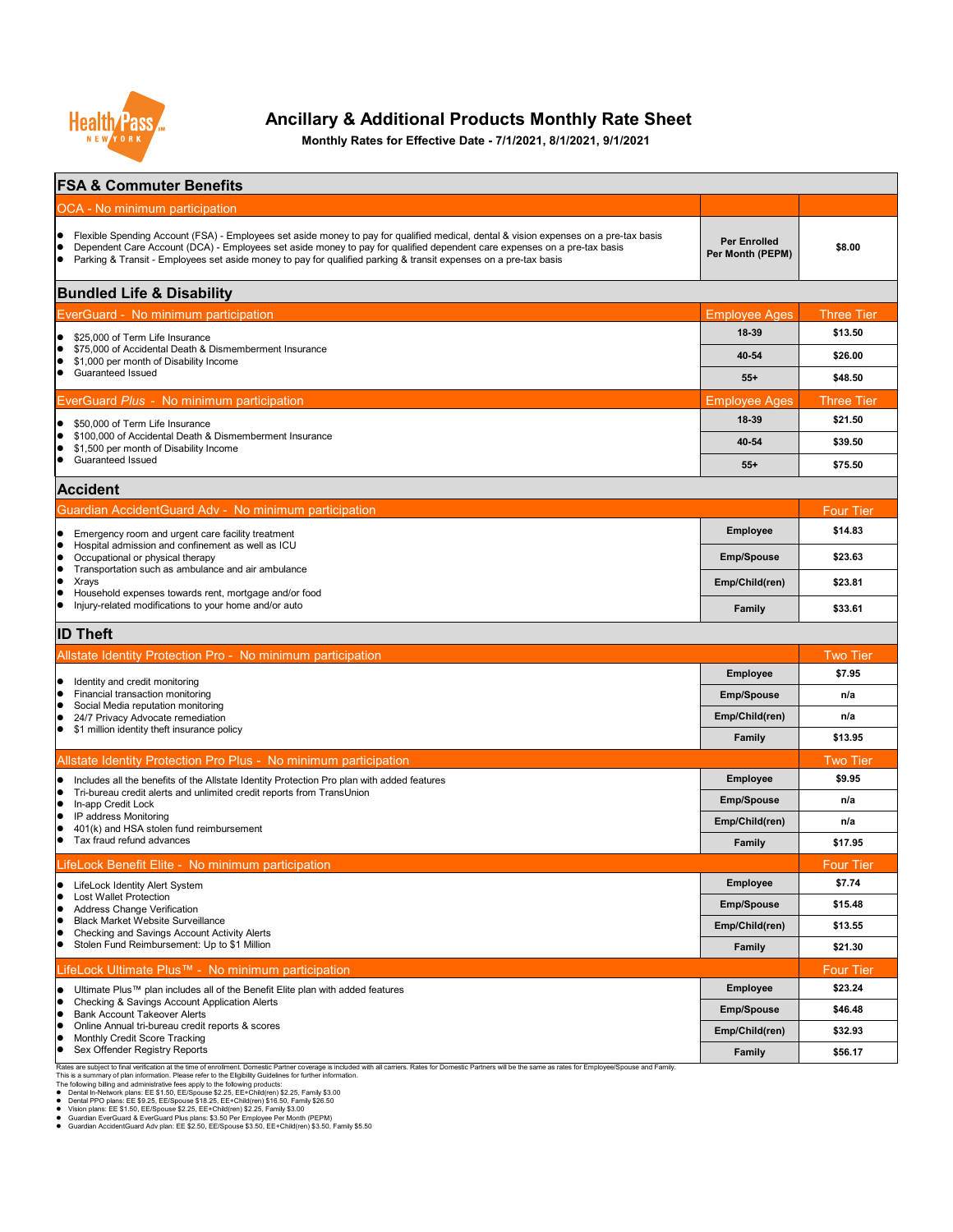# Ancillary & Additional Products Monthly Rate Sheet

**Monthly Rates for Effective Date - 7/1/2021, 8/1/2021, 9/1/2021**

## FSA & Commuter Benefits

| OCA - No minimum participation | | |
|---|---|---|
| • Flexible Spending Account (FSA) - Employees set aside money to pay for qualified medical, dental & vision expenses on a pre-tax basis<br>• Dependent Care Account (DCA) - Employees set aside money to pay for qualified dependent care expenses on a pre-tax basis<br>• Parking & Transit - Employees set aside money to pay for qualified parking & transit expenses on a pre-tax basis | **Per Enrolled Per Month (PEPM)** | **$8.00** |

## Bundled Life & Disability

| EverGuard - No minimum participation | Employee Ages | Three Tier |
|---|---|---|
| • $25,000 of Term Life Insurance<br>• $75,000 of Accidental Death & Dismemberment Insurance<br>• $1,000 per month of Disability Income<br>• Guaranteed Issued | **18-39** | **$13.50** |
| | **40-54** | **$26.00** |
| | **55+** | **$48.50** |

| EverGuard *Plus* - No minimum participation | Employee Ages | Three Tier |
|---|---|---|
| • $50,000 of Term Life Insurance<br>• $100,000 of Accidental Death & Dismemberment Insurance<br>• $1,500 per month of Disability Income<br>• Guaranteed Issued | **18-39** | **$21.50** |
| | **40-54** | **$39.50** |
| | **55+** | **$75.50** |

## Accident

| Guardian AccidentGuard Adv - No minimum participation | | Four Tier |
|---|---|---|
| • Emergency room and urgent care facility treatment<br>• Hospital admission and confinement as well as ICU<br>• Occupational or physical therapy<br>• Transportation such as ambulance and air ambulance<br>• Xrays<br>• Household expenses towards rent, mortgage and/or food<br>• Injury-related modifications to your home and/or auto | **Employee** | **$14.83** |
| | **Emp/Spouse** | **$23.63** |
| | **Emp/Child(ren)** | **$23.81** |
| | **Family** | **$33.61** |

## ID Theft

| Allstate Identity Protection Pro - No minimum participation | | Two Tier |
|---|---|---|
| • Identity and credit monitoring<br>• Financial transaction monitoring<br>• Social Media reputation monitoring<br>• 24/7 Privacy Advocate remediation<br>• $1 million identity theft insurance policy | **Employee** | **$7.95** |
| | **Emp/Spouse** | **n/a** |
| | **Emp/Child(ren)** | **n/a** |
| | **Family** | **$13.95** |

| Allstate Identity Protection Pro Plus - No minimum participation | | Two Tier |
|---|---|---|
| • Includes all the benefits of the Allstate Identity Protection Pro plan with added features<br>• Tri-bureau credit alerts and unlimited credit reports from TransUnion<br>• In-app Credit Lock<br>• IP address Monitoring<br>• 401(k) and HSA stolen fund reimbursement<br>• Tax fraud refund advances | **Employee** | **$9.95** |
| | **Emp/Spouse** | **n/a** |
| | **Emp/Child(ren)** | **n/a** |
| | **Family** | **$17.95** |

| LifeLock Benefit Elite - No minimum participation | | Four Tier |
|---|---|---|
| • LifeLock Identity Alert System<br>• Lost Wallet Protection<br>• Address Change Verification<br>• Black Market Website Surveillance<br>• Checking and Savings Account Activity Alerts<br>• Stolen Fund Reimbursement: Up to $1 Million | **Employee** | **$7.74** |
| | **Emp/Spouse** | **$15.48** |
| | **Emp/Child(ren)** | **$13.55** |
| | **Family** | **$21.30** |

| LifeLock Ultimate Plus™ - No minimum participation | | Four Tier |
|---|---|---|
| • Ultimate Plus™ plan includes all of the Benefit Elite plan with added features<br>• Checking & Savings Account Application Alerts<br>• Bank Account Takeover Alerts<br>• Online Annual tri-bureau credit reports & scores<br>• Monthly Credit Score Tracking<br>• Sex Offender Registry Reports | **Employee** | **$23.24** |
| | **Emp/Spouse** | **$46.48** |
| | **Emp/Child(ren)** | **$32.93** |
| | **Family** | **$56.17** |

Rates are subject to final verification at the time of enrollment. Domestic Partner coverage is included with all carriers. Rates for Domestic Partners will be the same as rates for Employee/Spouse and Family.
This is a summary of plan information. Please refer to the Eligibility Guidelines for further information.
The following billing and administrative fees apply to the following products:

- Dental In-Network plans: EE $1.50, EE/Spouse $2.25, EE+Child(ren) $2.25, Family $3.00
- Dental PPO plans: EE $9.25, EE/Spouse $18.25, EE+Child(ren) $16.50, Family $26.50
- Vision plans: EE $1.50, EE/Spouse $2.25, EE+Child(ren) $2.25, Family $3.00
- Guardian EverGuard & EverGuard Plus plans: $3.50 Per Employee Per Month (PEPM)
- Guardian AccidentGuard Adv plan: EE $2.50, EE/Spouse $3.50, EE+Child(ren) $3.50, Family $5.50